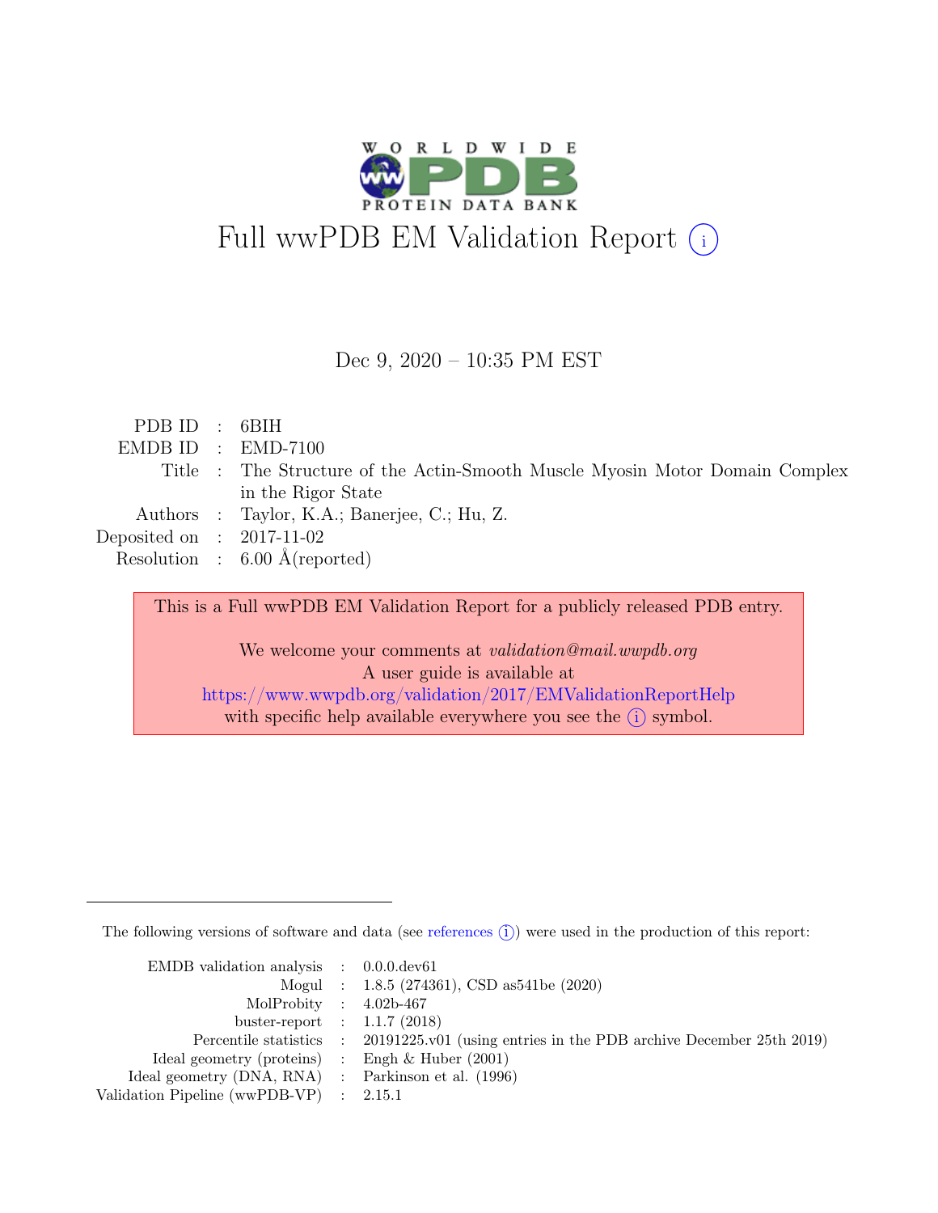# Full wwPDB EM Validation Report (i)

Dec 9, 2020 – 10:35 PM EST

| | | |
|---|---|---|
| PDB ID | : | 6BIH |
| EMDB ID | : | EMD-7100 |
| Title | : | The Structure of the Actin-Smooth Muscle Myosin Motor Domain Complex in the Rigor State |
| Authors | : | Taylor, K.A.; Banerjee, C.; Hu, Z. |
| Deposited on | : | 2017-11-02 |
| Resolution | : | 6.00 Å(reported) |

This is a Full wwPDB EM Validation Report for a publicly released PDB entry.

We welcome your comments at *validation@mail.wwpdb.org*
A user guide is available at
https://www.wwpdb.org/validation/2017/EMValidationReportHelp
with specific help available everywhere you see the (i) symbol.

---

The following versions of software and data (see references (i)) were used in the production of this report:

| | | |
|---|---|---|
| EMDB validation analysis | : | 0.0.0.dev61 |
| Mogul | : | 1.8.5 (274361), CSD as541be (2020) |
| MolProbity | : | 4.02b-467 |
| buster-report | : | 1.1.7 (2018) |
| Percentile statistics | : | 20191225.v01 (using entries in the PDB archive December 25th 2019) |
| Ideal geometry (proteins) | : | Engh & Huber (2001) |
| Ideal geometry (DNA, RNA) | : | Parkinson et al. (1996) |
| Validation Pipeline (wwPDB-VP) | : | 2.15.1 |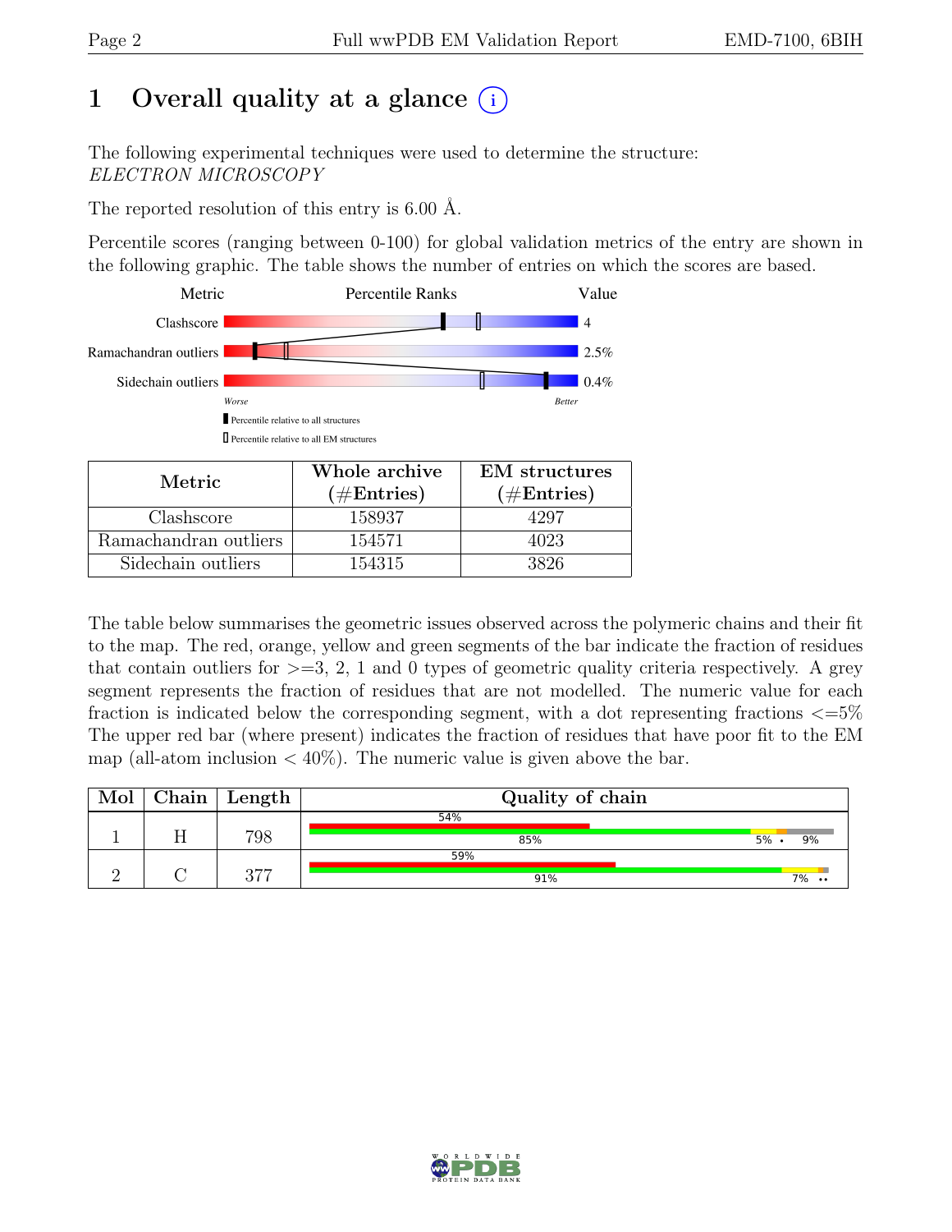# 1 Overall quality at a glance (i)

The following experimental techniques were used to determine the structure:
*ELECTRON MICROSCOPY*

The reported resolution of this entry is 6.00 Å.

Percentile scores (ranging between 0-100) for global validation metrics of the entry are shown in the following graphic. The table shows the number of entries on which the scores are based.

| Metric | Value |
|---|---|
| Clashscore | 4 |
| Ramachandran outliers | 2.5% |
| Sidechain outliers | 0.4% |

| Metric | Whole archive (#Entries) | EM structures (#Entries) |
|---|---|---|
| Clashscore | 158937 | 4297 |
| Ramachandran outliers | 154571 | 4023 |
| Sidechain outliers | 154315 | 3826 |

The table below summarises the geometric issues observed across the polymeric chains and their fit to the map. The red, orange, yellow and green segments of the bar indicate the fraction of residues that contain outliers for >=3, 2, 1 and 0 types of geometric quality criteria respectively. A grey segment represents the fraction of residues that are not modelled. The numeric value for each fraction is indicated below the corresponding segment, with a dot representing fractions <=5% The upper red bar (where present) indicates the fraction of residues that have poor fit to the EM map (all-atom inclusion < 40%). The numeric value is given above the bar.

| Mol | Chain | Length | Quality of chain |
|---|---|---|---|
| 1 | H | 798 | 54% (poor fit); 85%, 5%, •, 9% |
| 2 | C | 377 | 59% (poor fit); 91%, 7%, •• |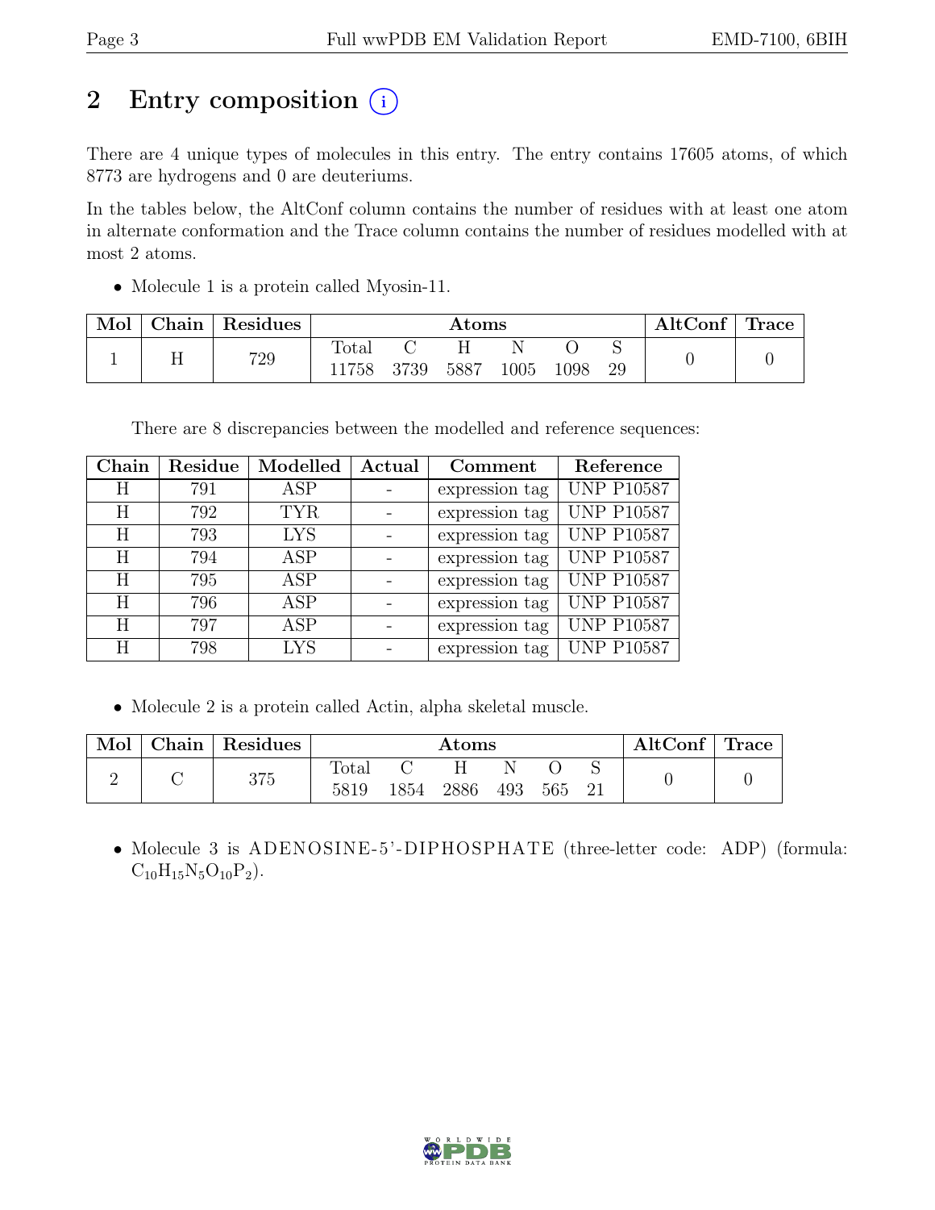# 2 Entry composition (i)

There are 4 unique types of molecules in this entry. The entry contains 17605 atoms, of which 8773 are hydrogens and 0 are deuteriums.

In the tables below, the AltConf column contains the number of residues with at least one atom in alternate conformation and the Trace column contains the number of residues modelled with at most 2 atoms.

- Molecule 1 is a protein called Myosin-11.

| Mol | Chain | Residues | Atoms | | | | | | AltConf | Trace |
|---|---|---|---|---|---|---|---|---|---|---|
| | | | Total | C | H | N | O | S | | |
| 1 | H | 729 | 11758 | 3739 | 5887 | 1005 | 1098 | 29 | 0 | 0 |

There are 8 discrepancies between the modelled and reference sequences:

| Chain | Residue | Modelled | Actual | Comment | Reference |
|---|---|---|---|---|---|
| H | 791 | ASP | - | expression tag | UNP P10587 |
| H | 792 | TYR | - | expression tag | UNP P10587 |
| H | 793 | LYS | - | expression tag | UNP P10587 |
| H | 794 | ASP | - | expression tag | UNP P10587 |
| H | 795 | ASP | - | expression tag | UNP P10587 |
| H | 796 | ASP | - | expression tag | UNP P10587 |
| H | 797 | ASP | - | expression tag | UNP P10587 |
| H | 798 | LYS | - | expression tag | UNP P10587 |

- Molecule 2 is a protein called Actin, alpha skeletal muscle.

| Mol | Chain | Residues | Atoms | | | | | | AltConf | Trace |
|---|---|---|---|---|---|---|---|---|---|---|
| | | | Total | C | H | N | O | S | | |
| 2 | C | 375 | 5819 | 1854 | 2886 | 493 | 565 | 21 | 0 | 0 |

- Molecule 3 is ADENOSINE-5'-DIPHOSPHATE (three-letter code: ADP) (formula: $C_{10}H_{15}N_5O_{10}P_2$).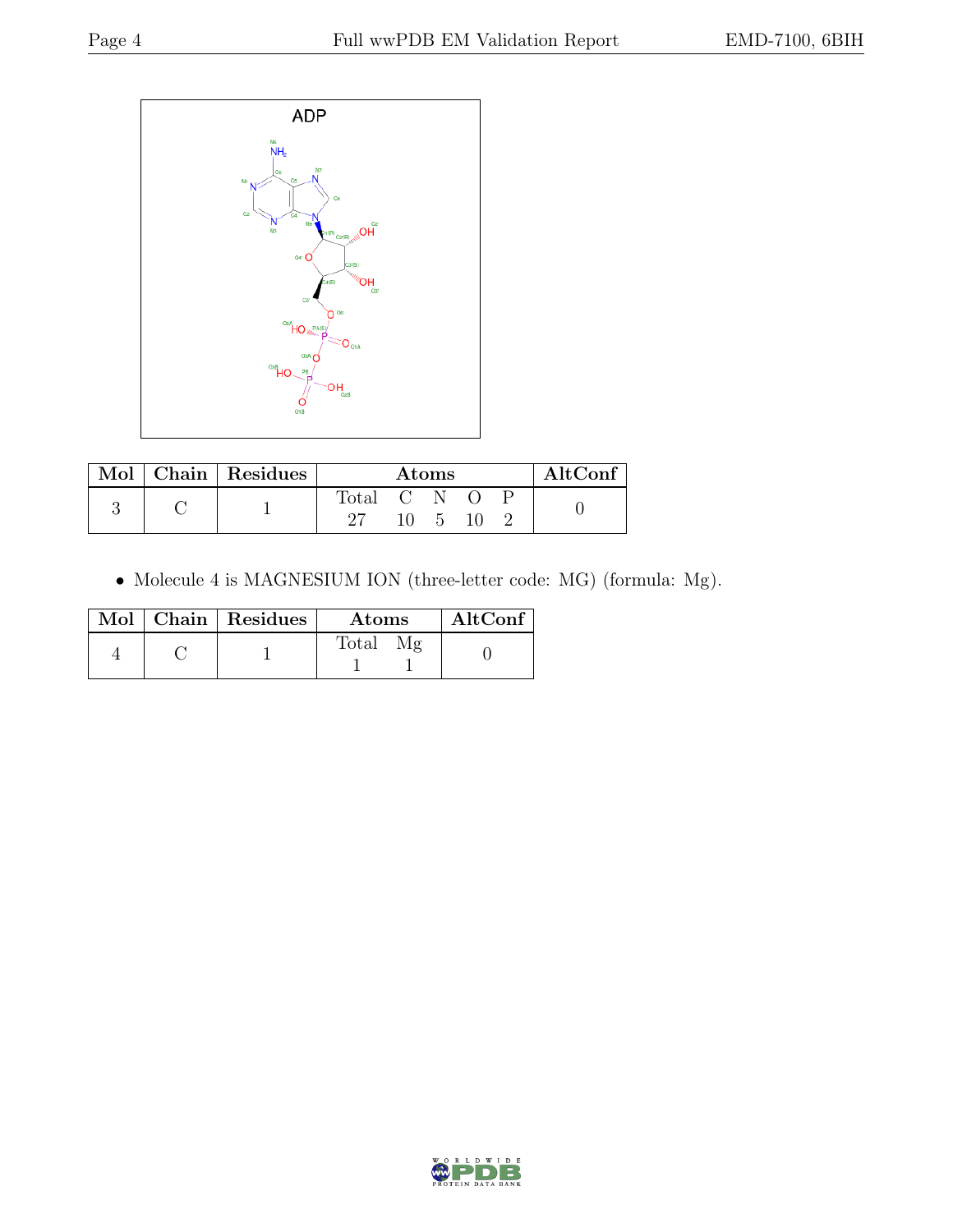| Mol | Chain | Residues | Atoms | | | | | AltConf |
|---|---|---|---|---|---|---|---|---|
| | | | Total | C | N | O | P | |
| 3 | C | 1 | 27 | 10 | 5 | 10 | 2 | 0 |

- Molecule 4 is MAGNESIUM ION (three-letter code: MG) (formula: Mg).

| Mol | Chain | Residues | Atoms | | AltConf |
|---|---|---|---|---|---|
| | | | Total | Mg | |
| 4 | C | 1 | 1 | 1 | 0 |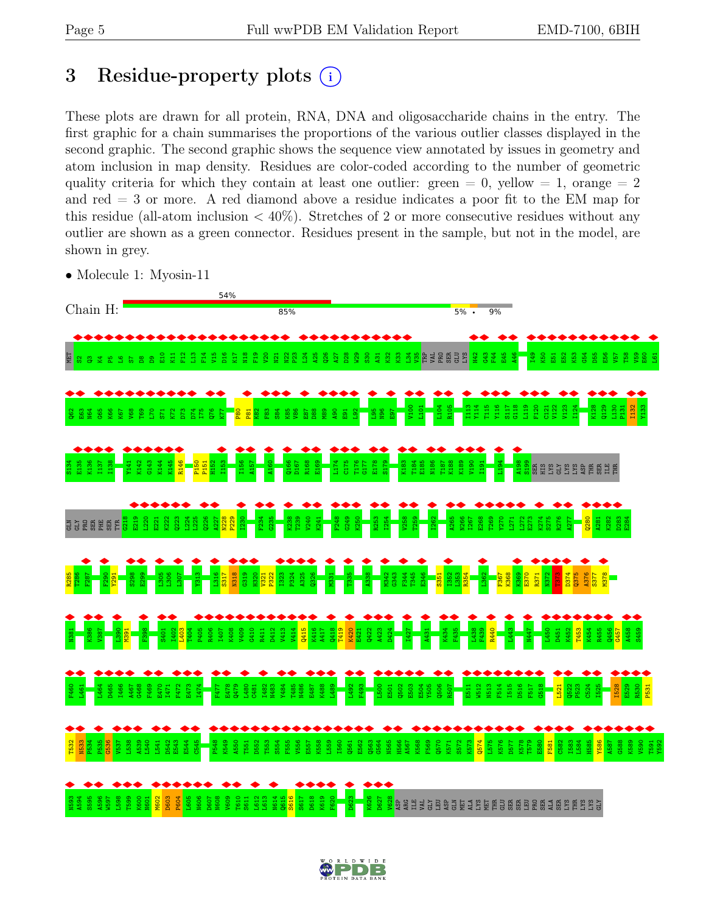# 3 Residue-property plots (i)

These plots are drawn for all protein, RNA, DNA and oligosaccharide chains in the entry. The first graphic for a chain summarises the proportions of the various outlier classes displayed in the second graphic. The second graphic shows the sequence view annotated by issues in geometry and atom inclusion in map density. Residues are color-coded according to the number of geometric quality criteria for which they contain at least one outlier: green = 0, yellow = 1, orange = 2 and red = 3 or more. A red diamond above a residue indicates a poor fit to the EM map for this residue (all-atom inclusion < 40%). Stretches of 2 or more consecutive residues without any outlier are shown as a green connector. Residues present in the sample, but not in the model, are shown in grey.

- Molecule 1: Myosin-11

Chain H: 54% / 85% / 5% • 9%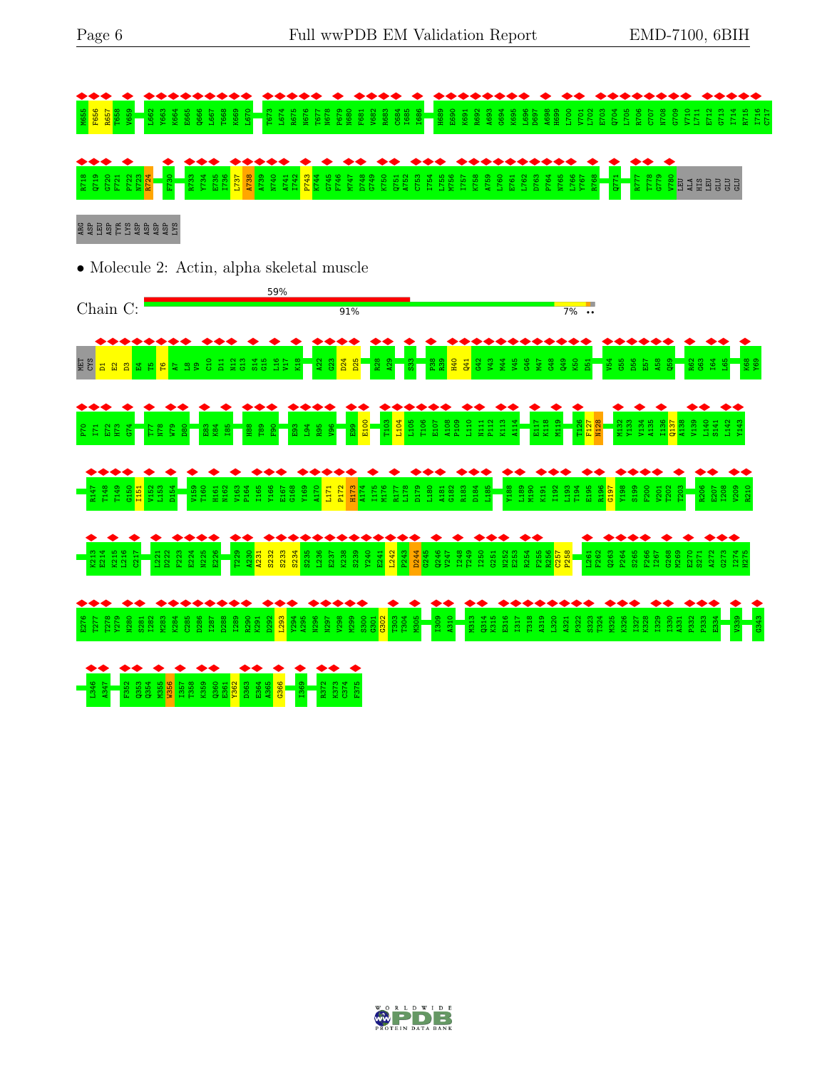M655 F656 R657 T658 V659 L662 Y663 K664 E665 Q666 L667 T668 K669 L670 T673 L674 R675 N676 T677 N678 P679 N680 F681 V682 R683 C684 I685 I686 H689 E690 K691 R692 A693 G694 K695 L696 D697 A698 H699 L700 V701 L702 E703 Q704 L705 R706 C707 N708 G709 V710 L711 E712 G713 I714 R715 I716 C717

R718 Q719 G720 F721 P722 N723 R724 F730 R733 Y734 E735 I736 L737 A738 A739 N740 A741 I742 P743 K744 G745 F746 M747 D748 G749 K750 Q751 A752 C753 I754 L755 M756 I757 K758 A759 L760 E761 L762 D763 P764 N765 L766 Y767 R768 Q771 R777 T778 G779 V780 LEU ALA HIS LEU GLU GLU GLU

ARG ASP LEU ASP TYR LYS ASP ASP ASP ASP LYS

- Molecule 2: Actin, alpha skeletal muscle

Chain C: 59% | 91% | 7% | ••

MET CYS D1 E2 D3 E4 T5 T6 A7 L8 V9 C10 D11 N12 G13 S14 G15 L16 V17 K18 A22 G23 D24 D25 R28 A29 S33 P38 R39 H40 Q41 G42 V43 M44 V45 G46 M47 G48 Q49 K50 D51 V54 G55 D56 E57 A58 Q59 R62 G63 I64 L65 K68 Y69

P70 I71 E72 H73 G74 T77 N78 W79 D80 E83 K84 I85 H88 T89 F90 E93 L94 R95 V96 E99 E100 T103 L104 L105 T106 E107 A108 P109 L110 N111 P112 K113 A114 E117 K118 M119 T126 F127 N128 M132 Y133 V134 A135 I136 Q137 A138 V139 L140 S141 L142 Y143

R147 T148 T149 G150 I151 V152 L153 D154 V159 T160 H161 N162 V163 P164 I165 Y166 E167 G168 Y169 A170 L171 P172 H173 A174 I175 M176 R177 L178 D179 L180 A181 G182 R183 D184 L185 Y188 L189 M190 K191 I192 L193 T194 E195 R196 G197 Y198 S199 F200 V201 T202 T203 R206 E207 I208 V209 R210

K213 E214 K215 L216 C217 L221 D222 F223 E224 N225 E226 T229 A230 A231 S232 S233 S234 S235 L236 E237 K238 S239 Y240 E241 L242 P243 D244 G245 Q246 V247 I248 T249 I250 G251 N252 E253 R254 F255 R256 C257 P258 L261 F262 Q263 P264 S265 F266 I267 G268 M269 E270 S271 A272 G273 I274 H275

E276 T277 T278 Y279 N280 S281 I282 M283 K284 C285 D286 I287 D288 I289 R290 K291 D292 L293 Y294 A295 N296 N297 V298 M299 S300 G301 G302 T303 T304 M305 I309 A310 M313 Q314 K315 E316 I317 T318 A319 L320 A321 P322 S323 T324 M325 K326 I327 K328 I329 I330 A331 P332 P333 E334 V339 G343

L346 A347 F352 Q353 Q354 M355 W356 I357 T358 K359 Q360 E361 Y362 D363 E364 A365 G366 I369 R372 K373 C374 F375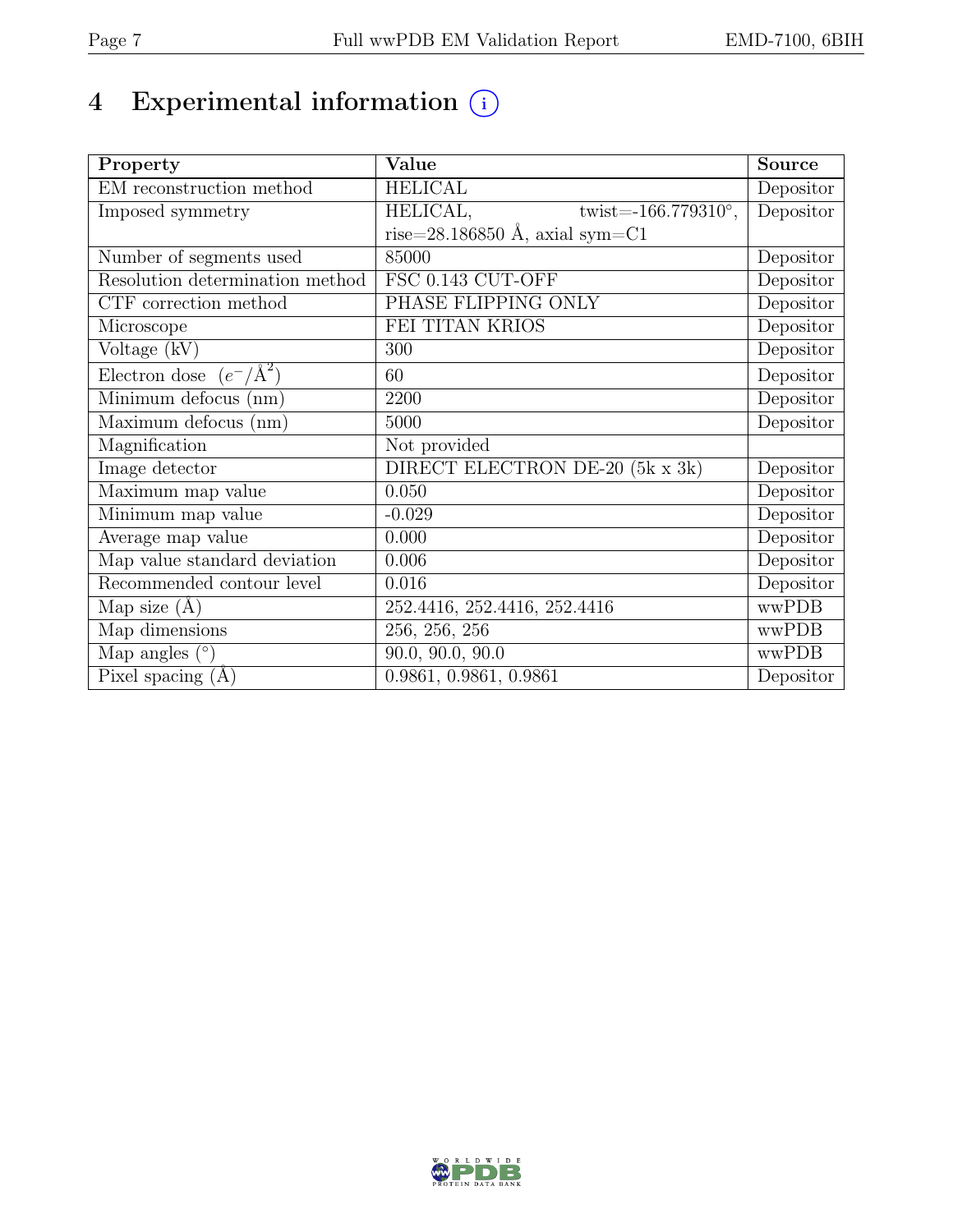# 4 Experimental information

| Property | Value | Source |
|---|---|---|
| EM reconstruction method | HELICAL | Depositor |
| Imposed symmetry | HELICAL, twist=-166.779310°, rise=28.186850 Å, axial sym=C1 | Depositor |
| Number of segments used | 85000 | Depositor |
| Resolution determination method | FSC 0.143 CUT-OFF | Depositor |
| CTF correction method | PHASE FLIPPING ONLY | Depositor |
| Microscope | FEI TITAN KRIOS | Depositor |
| Voltage (kV) | 300 | Depositor |
| Electron dose ($e^-/\text{Å}^2$) | 60 | Depositor |
| Minimum defocus (nm) | 2200 | Depositor |
| Maximum defocus (nm) | 5000 | Depositor |
| Magnification | Not provided | |
| Image detector | DIRECT ELECTRON DE-20 (5k x 3k) | Depositor |
| Maximum map value | 0.050 | Depositor |
| Minimum map value | -0.029 | Depositor |
| Average map value | 0.000 | Depositor |
| Map value standard deviation | 0.006 | Depositor |
| Recommended contour level | 0.016 | Depositor |
| Map size (Å) | 252.4416, 252.4416, 252.4416 | wwPDB |
| Map dimensions | 256, 256, 256 | wwPDB |
| Map angles (°) | 90.0, 90.0, 90.0 | wwPDB |
| Pixel spacing (Å) | 0.9861, 0.9861, 0.9861 | Depositor |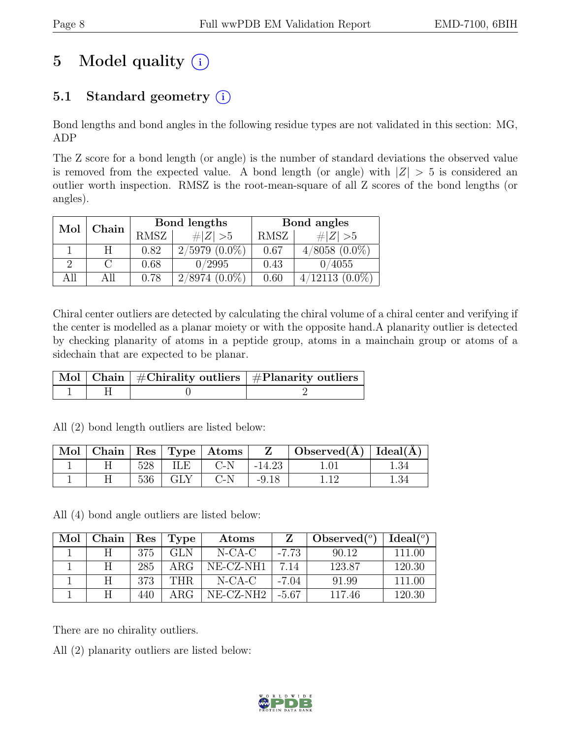# 5 Model quality (i)

## 5.1 Standard geometry (i)

Bond lengths and bond angles in the following residue types are not validated in this section: MG, ADP

The Z score for a bond length (or angle) is the number of standard deviations the observed value is removed from the expected value. A bond length (or angle) with $|Z| > 5$ is considered an outlier worth inspection. RMSZ is the root-mean-square of all Z scores of the bond lengths (or angles).

| Mol | Chain | Bond lengths | | Bond angles | |
|---|---|---|---|---|---|
| | | RMSZ | $\#\|Z\| > 5$ | RMSZ | $\#\|Z\| > 5$ |
| 1 | H | 0.82 | 2/5979 (0.0%) | 0.67 | 4/8058 (0.0%) |
| 2 | C | 0.68 | 0/2995 | 0.43 | 0/4055 |
| All | All | 0.78 | 2/8974 (0.0%) | 0.60 | 4/12113 (0.0%) |

Chiral center outliers are detected by calculating the chiral volume of a chiral center and verifying if the center is modelled as a planar moiety or with the opposite hand.A planarity outlier is detected by checking planarity of atoms in a peptide group, atoms in a mainchain group or atoms of a sidechain that are expected to be planar.

| Mol | Chain | #Chirality outliers | #Planarity outliers |
|---|---|---|---|
| 1 | H | 0 | 2 |

All (2) bond length outliers are listed below:

| Mol | Chain | Res | Type | Atoms | Z | Observed(Å) | Ideal(Å) |
|---|---|---|---|---|---|---|---|
| 1 | H | 528 | ILE | C-N | -14.23 | 1.01 | 1.34 |
| 1 | H | 536 | GLY | C-N | -9.18 | 1.12 | 1.34 |

All (4) bond angle outliers are listed below:

| Mol | Chain | Res | Type | Atoms | Z | Observed($^o$) | Ideal($^o$) |
|---|---|---|---|---|---|---|---|
| 1 | H | 375 | GLN | N-CA-C | -7.73 | 90.12 | 111.00 |
| 1 | H | 285 | ARG | NE-CZ-NH1 | 7.14 | 123.87 | 120.30 |
| 1 | H | 373 | THR | N-CA-C | -7.04 | 91.99 | 111.00 |
| 1 | H | 440 | ARG | NE-CZ-NH2 | -5.67 | 117.46 | 120.30 |

There are no chirality outliers.

All (2) planarity outliers are listed below: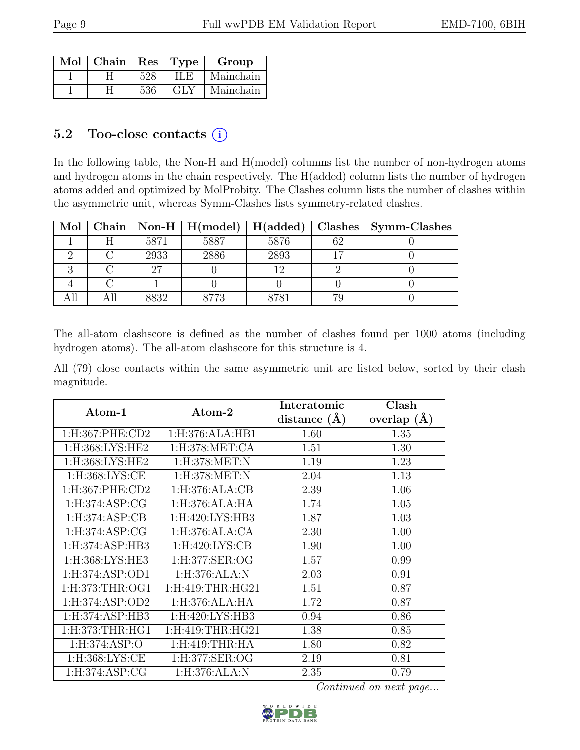| Mol | Chain | Res | Type | Group |
|---|---|---|---|---|
| 1 | H | 528 | ILE | Mainchain |
| 1 | H | 536 | GLY | Mainchain |

### 5.2 Too-close contacts (i)

In the following table, the Non-H and H(model) columns list the number of non-hydrogen atoms and hydrogen atoms in the chain respectively. The H(added) column lists the number of hydrogen atoms added and optimized by MolProbity. The Clashes column lists the number of clashes within the asymmetric unit, whereas Symm-Clashes lists symmetry-related clashes.

| Mol | Chain | Non-H | H(model) | H(added) | Clashes | Symm-Clashes |
|---|---|---|---|---|---|---|
| 1 | H | 5871 | 5887 | 5876 | 62 | 0 |
| 2 | C | 2933 | 2886 | 2893 | 17 | 0 |
| 3 | C | 27 | 0 | 12 | 2 | 0 |
| 4 | C | 1 | 0 | 0 | 0 | 0 |
| All | All | 8832 | 8773 | 8781 | 79 | 0 |

The all-atom clashscore is defined as the number of clashes found per 1000 atoms (including hydrogen atoms). The all-atom clashscore for this structure is 4.

All (79) close contacts within the same asymmetric unit are listed below, sorted by their clash magnitude.

| Atom-1 | Atom-2 | Interatomic distance (Å) | Clash overlap (Å) |
|---|---|---|---|
| 1:H:367:PHE:CD2 | 1:H:376:ALA:HB1 | 1.60 | 1.35 |
| 1:H:368:LYS:HE2 | 1:H:378:MET:CA | 1.51 | 1.30 |
| 1:H:368:LYS:HE2 | 1:H:378:MET:N | 1.19 | 1.23 |
| 1:H:368:LYS:CE | 1:H:378:MET:N | 2.04 | 1.13 |
| 1:H:367:PHE:CD2 | 1:H:376:ALA:CB | 2.39 | 1.06 |
| 1:H:374:ASP:CG | 1:H:376:ALA:HA | 1.74 | 1.05 |
| 1:H:374:ASP:CB | 1:H:420:LYS:HB3 | 1.87 | 1.03 |
| 1:H:374:ASP:CG | 1:H:376:ALA:CA | 2.30 | 1.00 |
| 1:H:374:ASP:HB3 | 1:H:420:LYS:CB | 1.90 | 1.00 |
| 1:H:368:LYS:HE3 | 1:H:377:SER:OG | 1.57 | 0.99 |
| 1:H:374:ASP:OD1 | 1:H:376:ALA:N | 2.03 | 0.91 |
| 1:H:373:THR:OG1 | 1:H:419:THR:HG21 | 1.51 | 0.87 |
| 1:H:374:ASP:OD2 | 1:H:376:ALA:HA | 1.72 | 0.87 |
| 1:H:374:ASP:HB3 | 1:H:420:LYS:HB3 | 0.94 | 0.86 |
| 1:H:373:THR:HG1 | 1:H:419:THR:HG21 | 1.38 | 0.85 |
| 1:H:374:ASP:O | 1:H:419:THR:HA | 1.80 | 0.82 |
| 1:H:368:LYS:CE | 1:H:377:SER:OG | 2.19 | 0.81 |
| 1:H:374:ASP:CG | 1:H:376:ALA:N | 2.35 | 0.79 |

*Continued on next page...*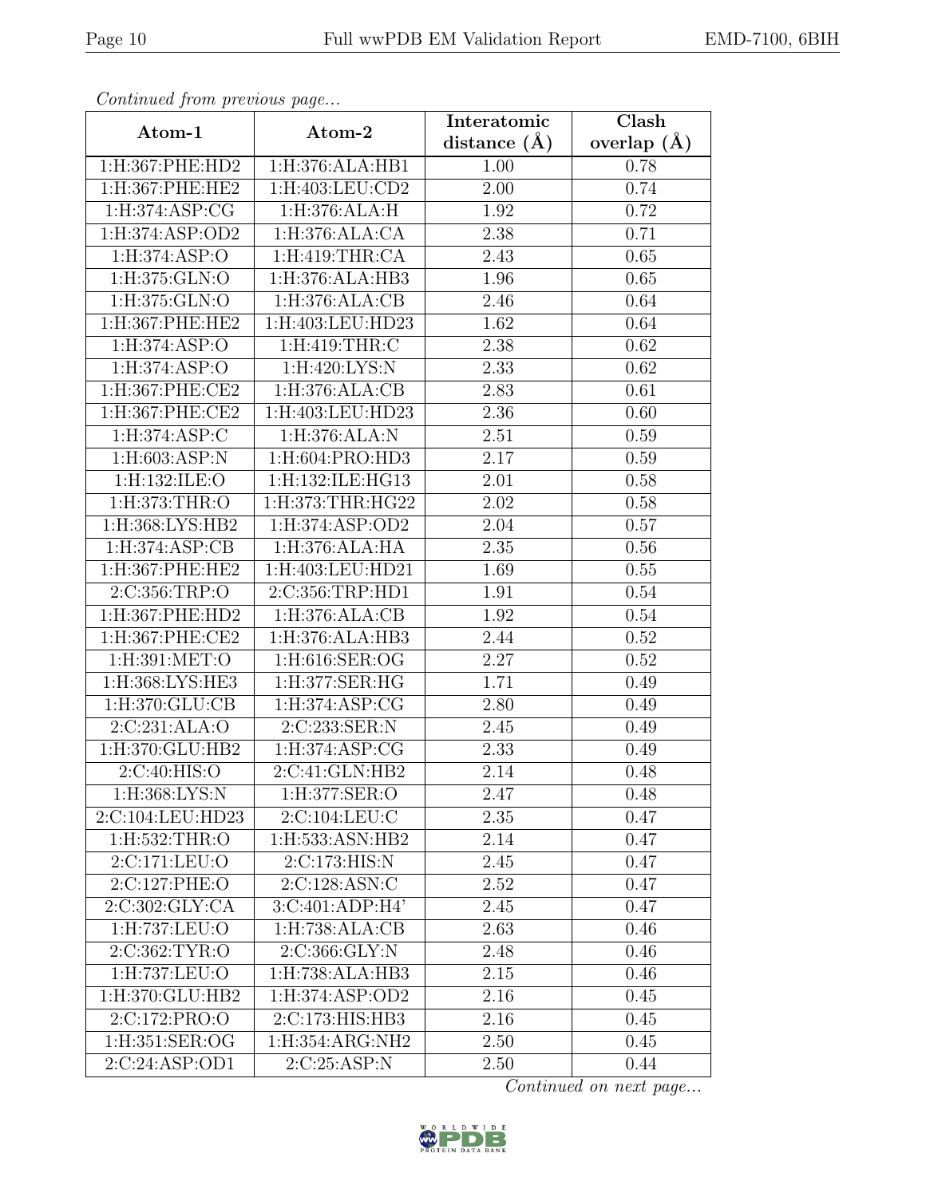*Continued from previous page...*

| Atom-1 | Atom-2 | Interatomic distance (Å) | Clash overlap (Å) |
| --- | --- | --- | --- |
| 1:H:367:PHE:HD2 | 1:H:376:ALA:HB1 | 1.00 | 0.78 |
| 1:H:367:PHE:HE2 | 1:H:403:LEU:CD2 | 2.00 | 0.74 |
| 1:H:374:ASP:CG | 1:H:376:ALA:H | 1.92 | 0.72 |
| 1:H:374:ASP:OD2 | 1:H:376:ALA:CA | 2.38 | 0.71 |
| 1:H:374:ASP:O | 1:H:419:THR:CA | 2.43 | 0.65 |
| 1:H:375:GLN:O | 1:H:376:ALA:HB3 | 1.96 | 0.65 |
| 1:H:375:GLN:O | 1:H:376:ALA:CB | 2.46 | 0.64 |
| 1:H:367:PHE:HE2 | 1:H:403:LEU:HD23 | 1.62 | 0.64 |
| 1:H:374:ASP:O | 1:H:419:THR:C | 2.38 | 0.62 |
| 1:H:374:ASP:O | 1:H:420:LYS:N | 2.33 | 0.62 |
| 1:H:367:PHE:CE2 | 1:H:376:ALA:CB | 2.83 | 0.61 |
| 1:H:367:PHE:CE2 | 1:H:403:LEU:HD23 | 2.36 | 0.60 |
| 1:H:374:ASP:C | 1:H:376:ALA:N | 2.51 | 0.59 |
| 1:H:603:ASP:N | 1:H:604:PRO:HD3 | 2.17 | 0.59 |
| 1:H:132:ILE:O | 1:H:132:ILE:HG13 | 2.01 | 0.58 |
| 1:H:373:THR:O | 1:H:373:THR:HG22 | 2.02 | 0.58 |
| 1:H:368:LYS:HB2 | 1:H:374:ASP:OD2 | 2.04 | 0.57 |
| 1:H:374:ASP:CB | 1:H:376:ALA:HA | 2.35 | 0.56 |
| 1:H:367:PHE:HE2 | 1:H:403:LEU:HD21 | 1.69 | 0.55 |
| 2:C:356:TRP:O | 2:C:356:TRP:HD1 | 1.91 | 0.54 |
| 1:H:367:PHE:HD2 | 1:H:376:ALA:CB | 1.92 | 0.54 |
| 1:H:367:PHE:CE2 | 1:H:376:ALA:HB3 | 2.44 | 0.52 |
| 1:H:391:MET:O | 1:H:616:SER:OG | 2.27 | 0.52 |
| 1:H:368:LYS:HE3 | 1:H:377:SER:HG | 1.71 | 0.49 |
| 1:H:370:GLU:CB | 1:H:374:ASP:CG | 2.80 | 0.49 |
| 2:C:231:ALA:O | 2:C:233:SER:N | 2.45 | 0.49 |
| 1:H:370:GLU:HB2 | 1:H:374:ASP:CG | 2.33 | 0.49 |
| 2:C:40:HIS:O | 2:C:41:GLN:HB2 | 2.14 | 0.48 |
| 1:H:368:LYS:N | 1:H:377:SER:O | 2.47 | 0.48 |
| 2:C:104:LEU:HD23 | 2:C:104:LEU:C | 2.35 | 0.47 |
| 1:H:532:THR:O | 1:H:533:ASN:HB2 | 2.14 | 0.47 |
| 2:C:171:LEU:O | 2:C:173:HIS:N | 2.45 | 0.47 |
| 2:C:127:PHE:O | 2:C:128:ASN:C | 2.52 | 0.47 |
| 2:C:302:GLY:CA | 3:C:401:ADP:H4' | 2.45 | 0.47 |
| 1:H:737:LEU:O | 1:H:738:ALA:CB | 2.63 | 0.46 |
| 2:C:362:TYR:O | 2:C:366:GLY:N | 2.48 | 0.46 |
| 1:H:737:LEU:O | 1:H:738:ALA:HB3 | 2.15 | 0.46 |
| 1:H:370:GLU:HB2 | 1:H:374:ASP:OD2 | 2.16 | 0.45 |
| 2:C:172:PRO:O | 2:C:173:HIS:HB3 | 2.16 | 0.45 |
| 1:H:351:SER:OG | 1:H:354:ARG:NH2 | 2.50 | 0.45 |
| 2:C:24:ASP:OD1 | 2:C:25:ASP:N | 2.50 | 0.44 |

*Continued on next page...*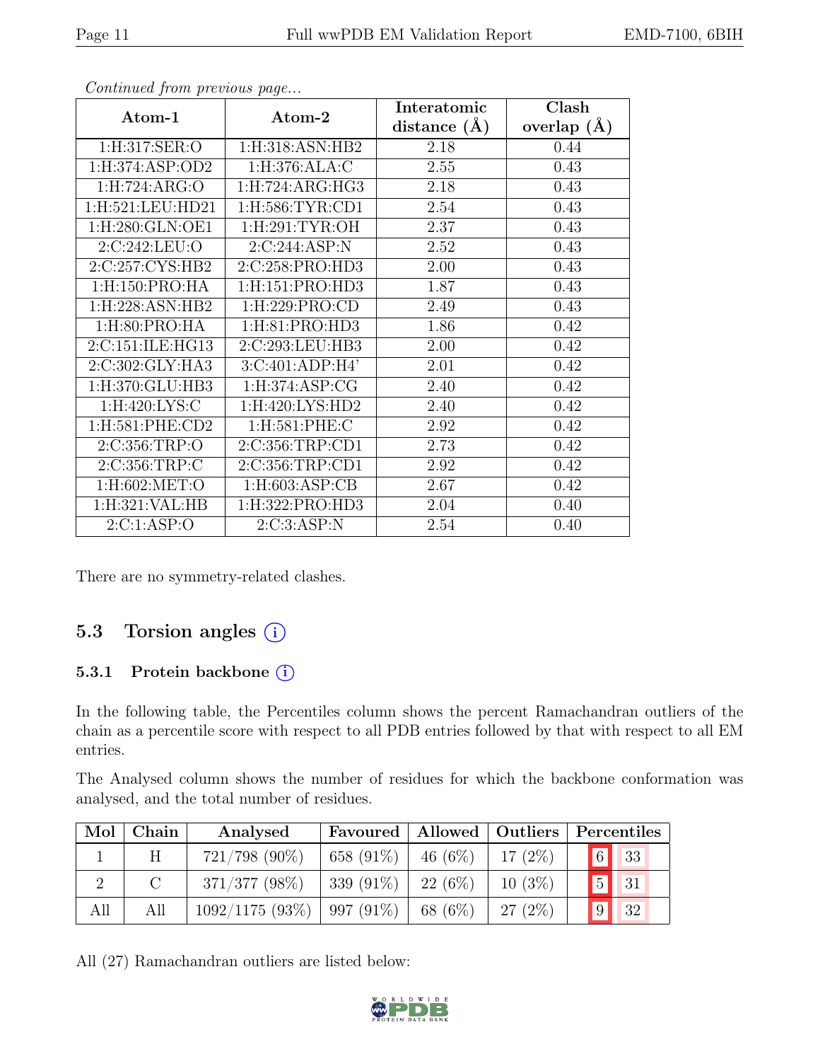*Continued from previous page...*

| Atom-1 | Atom-2 | Interatomic distance (Å) | Clash overlap (Å) |
|---|---|---|---|
| 1:H:317:SER:O | 1:H:318:ASN:HB2 | 2.18 | 0.44 |
| 1:H:374:ASP:OD2 | 1:H:376:ALA:C | 2.55 | 0.43 |
| 1:H:724:ARG:O | 1:H:724:ARG:HG3 | 2.18 | 0.43 |
| 1:H:521:LEU:HD21 | 1:H:586:TYR:CD1 | 2.54 | 0.43 |
| 1:H:280:GLN:OE1 | 1:H:291:TYR:OH | 2.37 | 0.43 |
| 2:C:242:LEU:O | 2:C:244:ASP:N | 2.52 | 0.43 |
| 2:C:257:CYS:HB2 | 2:C:258:PRO:HD3 | 2.00 | 0.43 |
| 1:H:150:PRO:HA | 1:H:151:PRO:HD3 | 1.87 | 0.43 |
| 1:H:228:ASN:HB2 | 1:H:229:PRO:CD | 2.49 | 0.43 |
| 1:H:80:PRO:HA | 1:H:81:PRO:HD3 | 1.86 | 0.42 |
| 2:C:151:ILE:HG13 | 2:C:293:LEU:HB3 | 2.00 | 0.42 |
| 2:C:302:GLY:HA3 | 3:C:401:ADP:H4' | 2.01 | 0.42 |
| 1:H:370:GLU:HB3 | 1:H:374:ASP:CG | 2.40 | 0.42 |
| 1:H:420:LYS:C | 1:H:420:LYS:HD2 | 2.40 | 0.42 |
| 1:H:581:PHE:CD2 | 1:H:581:PHE:C | 2.92 | 0.42 |
| 2:C:356:TRP:O | 2:C:356:TRP:CD1 | 2.73 | 0.42 |
| 2:C:356:TRP:C | 2:C:356:TRP:CD1 | 2.92 | 0.42 |
| 1:H:602:MET:O | 1:H:603:ASP:CB | 2.67 | 0.42 |
| 1:H:321:VAL:HB | 1:H:322:PRO:HD3 | 2.04 | 0.40 |
| 2:C:1:ASP:O | 2:C:3:ASP:N | 2.54 | 0.40 |

There are no symmetry-related clashes.

## 5.3 Torsion angles

### 5.3.1 Protein backbone

In the following table, the Percentiles column shows the percent Ramachandran outliers of the chain as a percentile score with respect to all PDB entries followed by that with respect to all EM entries.

The Analysed column shows the number of residues for which the backbone conformation was analysed, and the total number of residues.

| Mol | Chain | Analysed | Favoured | Allowed | Outliers | Percentiles | |
|---|---|---|---|---|---|---|---|
| 1 | H | 721/798 (90%) | 658 (91%) | 46 (6%) | 17 (2%) | 6 | 33 |
| 2 | C | 371/377 (98%) | 339 (91%) | 22 (6%) | 10 (3%) | 5 | 31 |
| All | All | 1092/1175 (93%) | 997 (91%) | 68 (6%) | 27 (2%) | 9 | 32 |

All (27) Ramachandran outliers are listed below: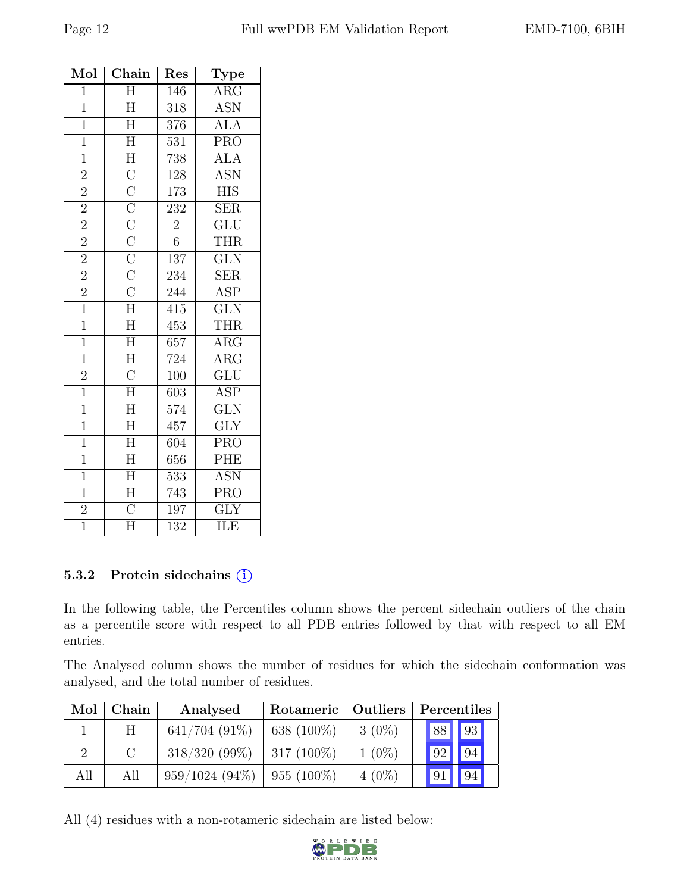| Mol | Chain | Res | Type |
|---|---|---|---|
| 1 | H | 146 | ARG |
| 1 | H | 318 | ASN |
| 1 | H | 376 | ALA |
| 1 | H | 531 | PRO |
| 1 | H | 738 | ALA |
| 2 | C | 128 | ASN |
| 2 | C | 173 | HIS |
| 2 | C | 232 | SER |
| 2 | C | 2 | GLU |
| 2 | C | 6 | THR |
| 2 | C | 137 | GLN |
| 2 | C | 234 | SER |
| 2 | C | 244 | ASP |
| 1 | H | 415 | GLN |
| 1 | H | 453 | THR |
| 1 | H | 657 | ARG |
| 1 | H | 724 | ARG |
| 2 | C | 100 | GLU |
| 1 | H | 603 | ASP |
| 1 | H | 574 | GLN |
| 1 | H | 457 | GLY |
| 1 | H | 604 | PRO |
| 1 | H | 656 | PHE |
| 1 | H | 533 | ASN |
| 1 | H | 743 | PRO |
| 2 | C | 197 | GLY |
| 1 | H | 132 | ILE |

### 5.3.2 Protein sidechains (i)

In the following table, the Percentiles column shows the percent sidechain outliers of the chain as a percentile score with respect to all PDB entries followed by that with respect to all EM entries.

The Analysed column shows the number of residues for which the sidechain conformation was analysed, and the total number of residues.

| Mol | Chain | Analysed | Rotameric | Outliers | Percentiles | |
|---|---|---|---|---|---|---|
| 1 | H | 641/704 (91%) | 638 (100%) | 3 (0%) | 88 | 93 |
| 2 | C | 318/320 (99%) | 317 (100%) | 1 (0%) | 92 | 94 |
| All | All | 959/1024 (94%) | 955 (100%) | 4 (0%) | 91 | 94 |

All (4) residues with a non-rotameric sidechain are listed below: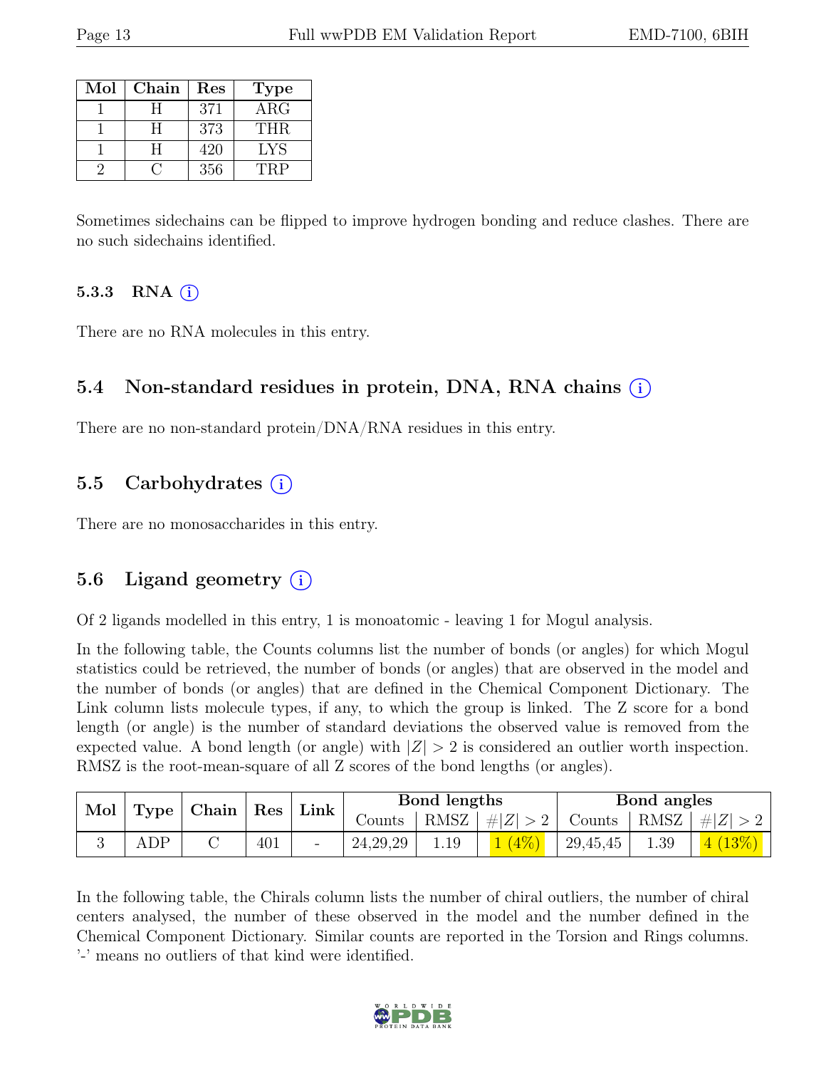| Mol | Chain | Res | Type |
|---|---|---|---|
| 1 | H | 371 | ARG |
| 1 | H | 373 | THR |
| 1 | H | 420 | LYS |
| 2 | C | 356 | TRP |

Sometimes sidechains can be flipped to improve hydrogen bonding and reduce clashes. There are no such sidechains identified.

### 5.3.3 RNA (i)

There are no RNA molecules in this entry.

## 5.4 Non-standard residues in protein, DNA, RNA chains (i)

There are no non-standard protein/DNA/RNA residues in this entry.

## 5.5 Carbohydrates (i)

There are no monosaccharides in this entry.

## 5.6 Ligand geometry (i)

Of 2 ligands modelled in this entry, 1 is monoatomic - leaving 1 for Mogul analysis.

In the following table, the Counts columns list the number of bonds (or angles) for which Mogul statistics could be retrieved, the number of bonds (or angles) that are observed in the model and the number of bonds (or angles) that are defined in the Chemical Component Dictionary. The Link column lists molecule types, if any, to which the group is linked. The Z score for a bond length (or angle) is the number of standard deviations the observed value is removed from the expected value. A bond length (or angle) with $|Z| > 2$ is considered an outlier worth inspection. RMSZ is the root-mean-square of all Z scores of the bond lengths (or angles).

| Mol | Type | Chain | Res | Link | Bond lengths | | | Bond angles | | |
|---|---|---|---|---|---|---|---|---|---|---|
| | | | | | Counts | RMSZ | $\#\|Z\| > 2$ | Counts | RMSZ | $\#\|Z\| > 2$ |
| 3 | ADP | C | 401 | - | 24,29,29 | 1.19 | 1 (4%) | 29,45,45 | 1.39 | 4 (13%) |

In the following table, the Chirals column lists the number of chiral outliers, the number of chiral centers analysed, the number of these observed in the model and the number defined in the Chemical Component Dictionary. Similar counts are reported in the Torsion and Rings columns. '-' means no outliers of that kind were identified.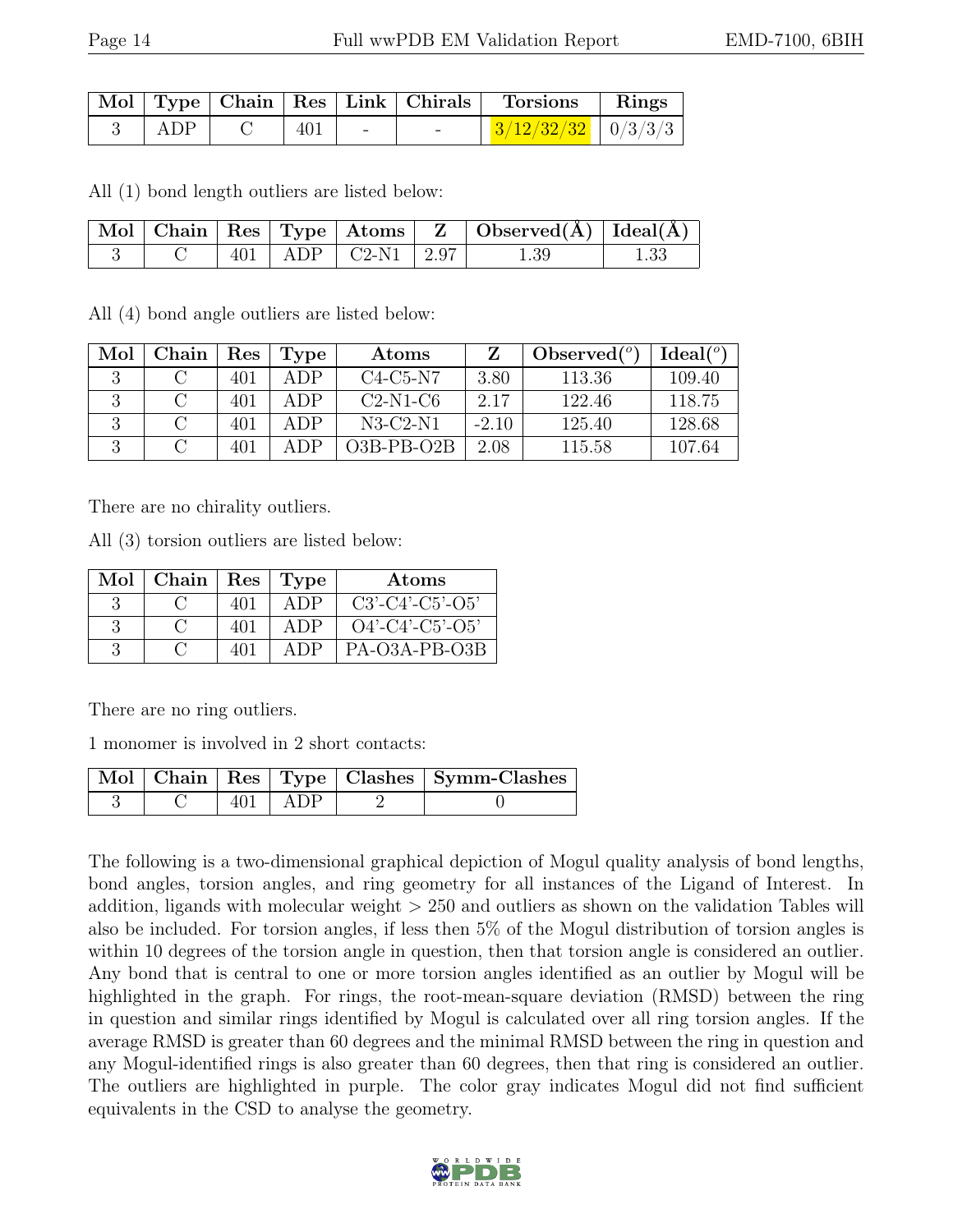| Mol | Type | Chain | Res | Link | Chirals | Torsions | Rings |
|---|---|---|---|---|---|---|---|
| 3 | ADP | C | 401 | - | - | 3/12/32/32 | 0/3/3/3 |

All (1) bond length outliers are listed below:

| Mol | Chain | Res | Type | Atoms | Z | Observed(Å) | Ideal(Å) |
|---|---|---|---|---|---|---|---|
| 3 | C | 401 | ADP | C2-N1 | 2.97 | 1.39 | 1.33 |

All (4) bond angle outliers are listed below:

| Mol | Chain | Res | Type | Atoms | Z | Observed(°) | Ideal(°) |
|---|---|---|---|---|---|---|---|
| 3 | C | 401 | ADP | C4-C5-N7 | 3.80 | 113.36 | 109.40 |
| 3 | C | 401 | ADP | C2-N1-C6 | 2.17 | 122.46 | 118.75 |
| 3 | C | 401 | ADP | N3-C2-N1 | -2.10 | 125.40 | 128.68 |
| 3 | C | 401 | ADP | O3B-PB-O2B | 2.08 | 115.58 | 107.64 |

There are no chirality outliers.

All (3) torsion outliers are listed below:

| Mol | Chain | Res | Type | Atoms |
|---|---|---|---|---|
| 3 | C | 401 | ADP | C3'-C4'-C5'-O5' |
| 3 | C | 401 | ADP | O4'-C4'-C5'-O5' |
| 3 | C | 401 | ADP | PA-O3A-PB-O3B |

There are no ring outliers.

1 monomer is involved in 2 short contacts:

| Mol | Chain | Res | Type | Clashes | Symm-Clashes |
|---|---|---|---|---|---|
| 3 | C | 401 | ADP | 2 | 0 |

The following is a two-dimensional graphical depiction of Mogul quality analysis of bond lengths, bond angles, torsion angles, and ring geometry for all instances of the Ligand of Interest. In addition, ligands with molecular weight > 250 and outliers as shown on the validation Tables will also be included. For torsion angles, if less then 5% of the Mogul distribution of torsion angles is within 10 degrees of the torsion angle in question, then that torsion angle is considered an outlier. Any bond that is central to one or more torsion angles identified as an outlier by Mogul will be highlighted in the graph. For rings, the root-mean-square deviation (RMSD) between the ring in question and similar rings identified by Mogul is calculated over all ring torsion angles. If the average RMSD is greater than 60 degrees and the minimal RMSD between the ring in question and any Mogul-identified rings is also greater than 60 degrees, then that ring is considered an outlier. The outliers are highlighted in purple. The color gray indicates Mogul did not find sufficient equivalents in the CSD to analyse the geometry.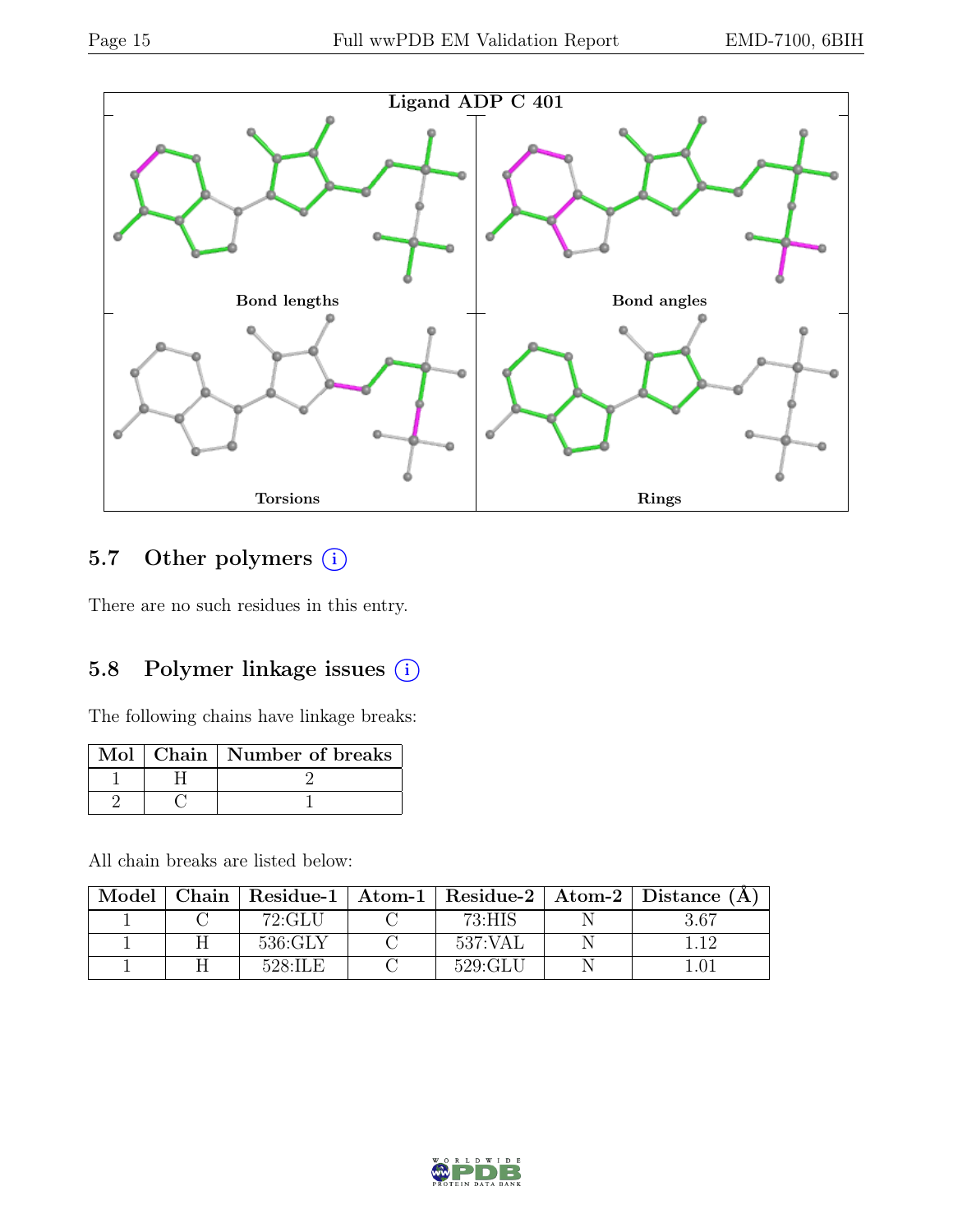**Ligand ADP C 401**

Bond lengths

Bond angles

Torsions

Rings

## 5.7 Other polymers (i)

There are no such residues in this entry.

## 5.8 Polymer linkage issues (i)

The following chains have linkage breaks:

| Mol | Chain | Number of breaks |
|---|---|---|
| 1 | H | 2 |
| 2 | C | 1 |

All chain breaks are listed below:

| Model | Chain | Residue-1 | Atom-1 | Residue-2 | Atom-2 | Distance (Å) |
|---|---|---|---|---|---|---|
| 1 | C | 72:GLU | C | 73:HIS | N | 3.67 |
| 1 | H | 536:GLY | C | 537:VAL | N | 1.12 |
| 1 | H | 528:ILE | C | 529:GLU | N | 1.01 |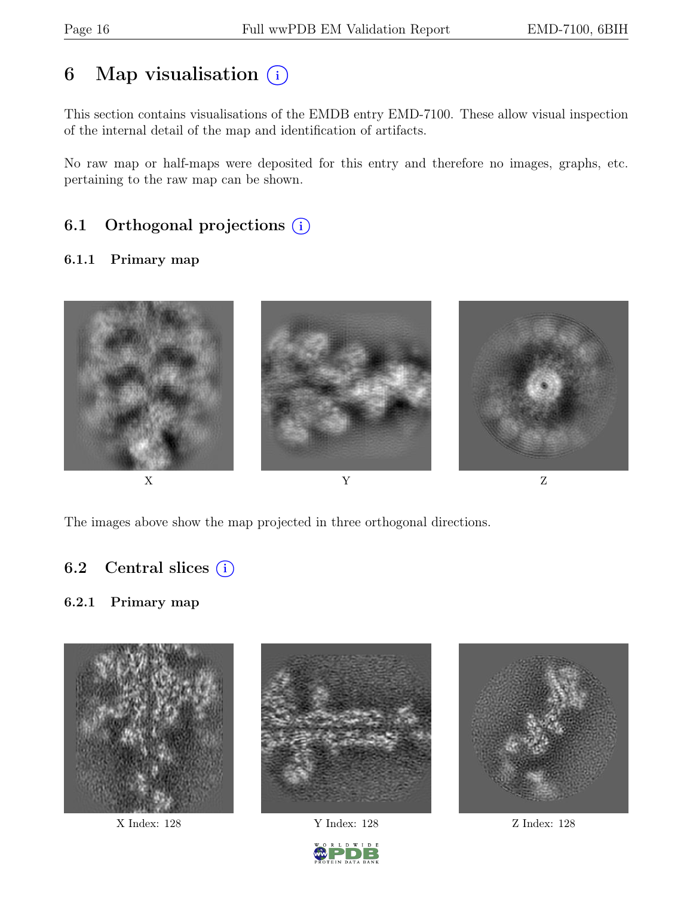# 6 Map visualisation

This section contains visualisations of the EMDB entry EMD-7100. These allow visual inspection of the internal detail of the map and identification of artifacts.

No raw map or half-maps were deposited for this entry and therefore no images, graphs, etc. pertaining to the raw map can be shown.

## 6.1 Orthogonal projections

### 6.1.1 Primary map

X Y Z

The images above show the map projected in three orthogonal directions.

## 6.2 Central slices

### 6.2.1 Primary map

X Index: 128 Y Index: 128 Z Index: 128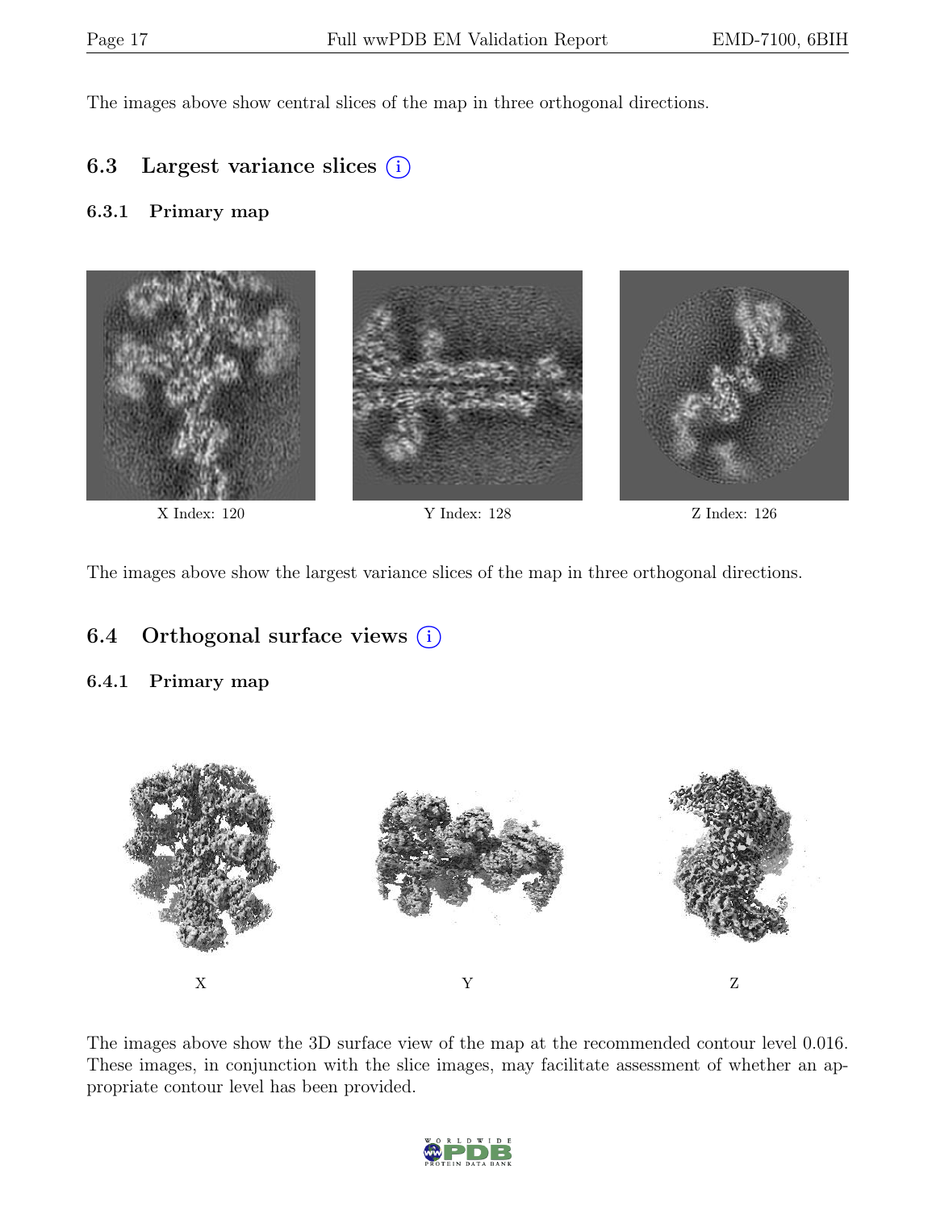The images above show central slices of the map in three orthogonal directions.

## 6.3 Largest variance slices

### 6.3.1 Primary map

X Index: 120

Y Index: 128

Z Index: 126

The images above show the largest variance slices of the map in three orthogonal directions.

## 6.4 Orthogonal surface views

### 6.4.1 Primary map

X

Y

Z

The images above show the 3D surface view of the map at the recommended contour level 0.016. These images, in conjunction with the slice images, may facilitate assessment of whether an appropriate contour level has been provided.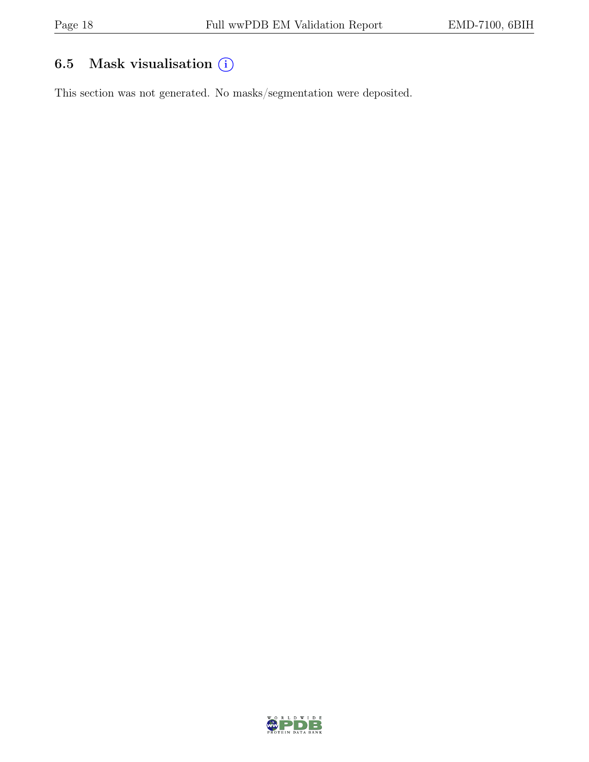### 6.5 Mask visualisation (i)

This section was not generated. No masks/segmentation were deposited.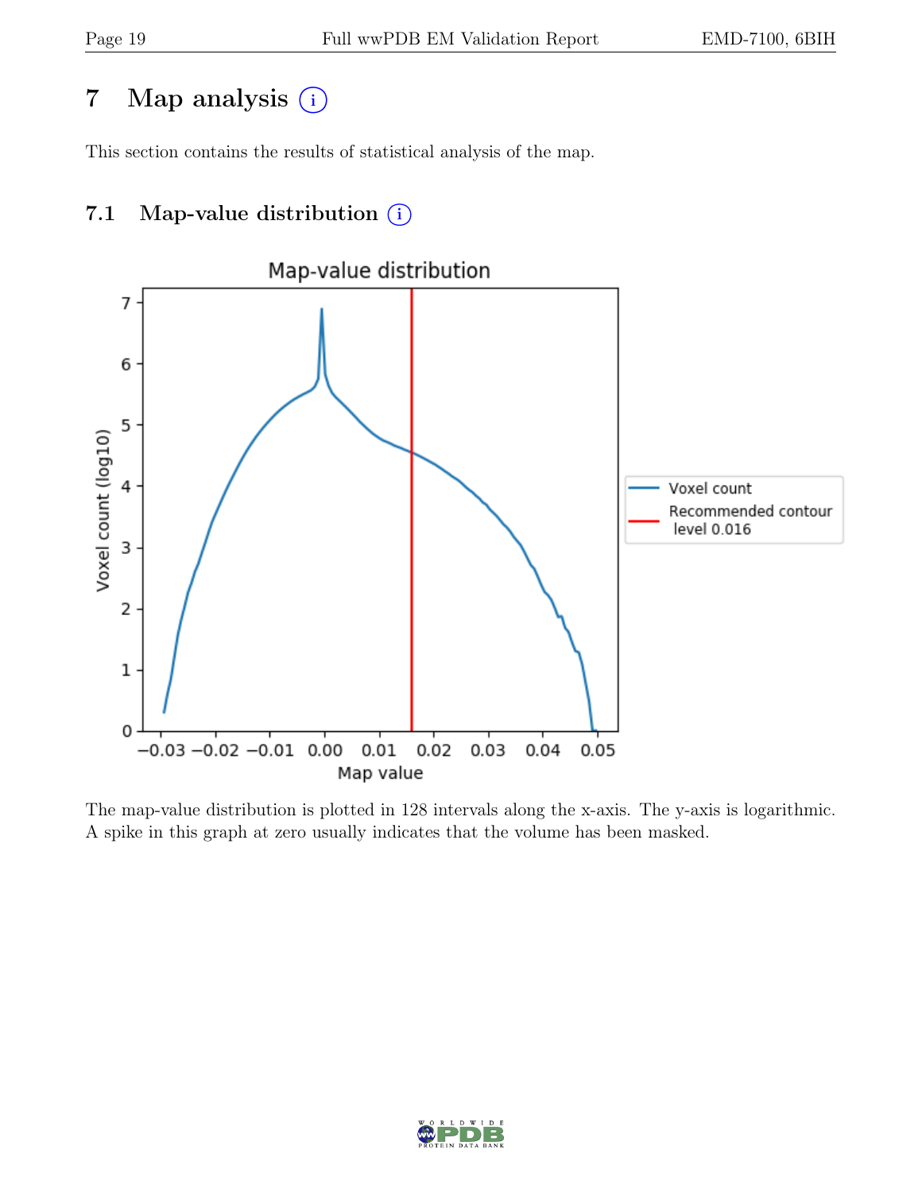# 7 Map analysis

This section contains the results of statistical analysis of the map.

## 7.1 Map-value distribution

The map-value distribution is plotted in 128 intervals along the x-axis. The y-axis is logarithmic. A spike in this graph at zero usually indicates that the volume has been masked.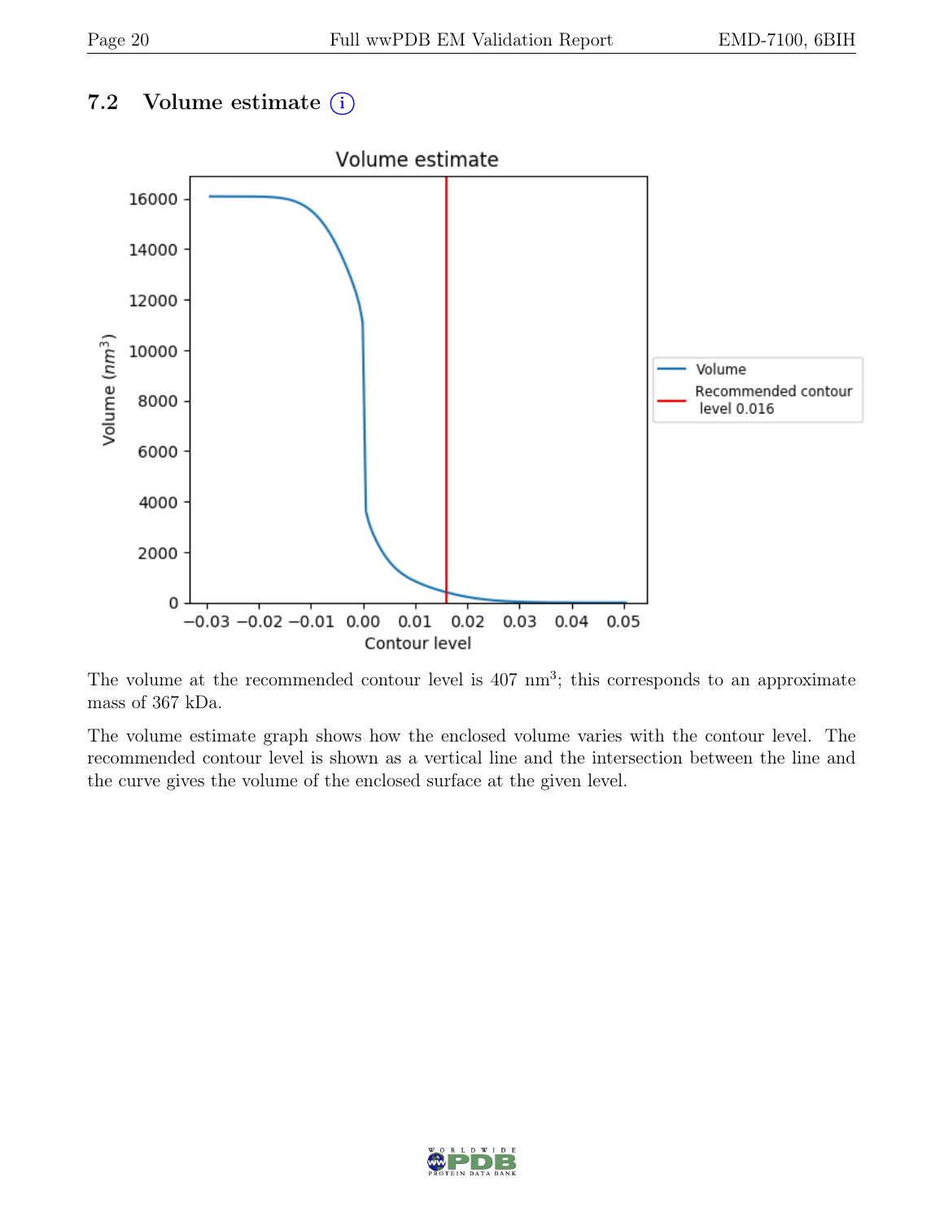### 7.2 Volume estimate (i)

The volume at the recommended contour level is 407 $nm^3$; this corresponds to an approximate mass of 367 kDa.

The volume estimate graph shows how the enclosed volume varies with the contour level. The recommended contour level is shown as a vertical line and the intersection between the line and the curve gives the volume of the enclosed surface at the given level.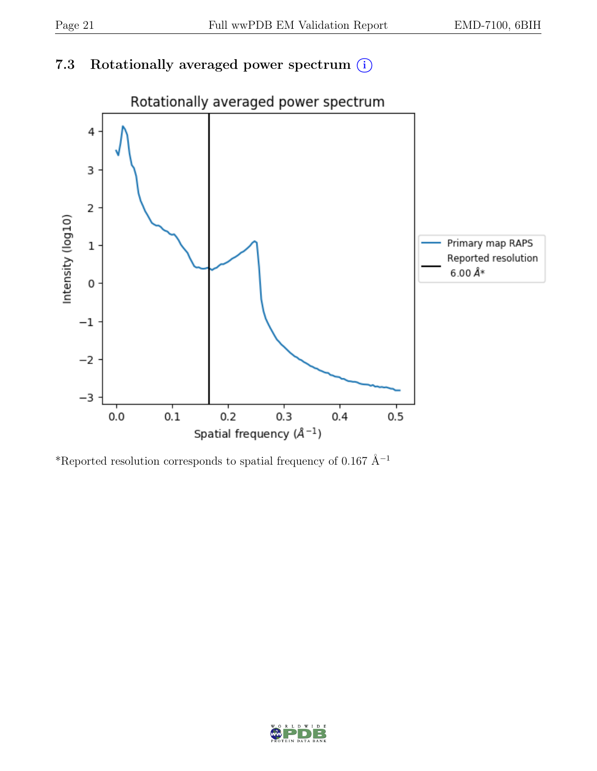## 7.3 Rotationally averaged power spectrum (i)

*Reported resolution corresponds to spatial frequency of 0.167 $Å^{-1}$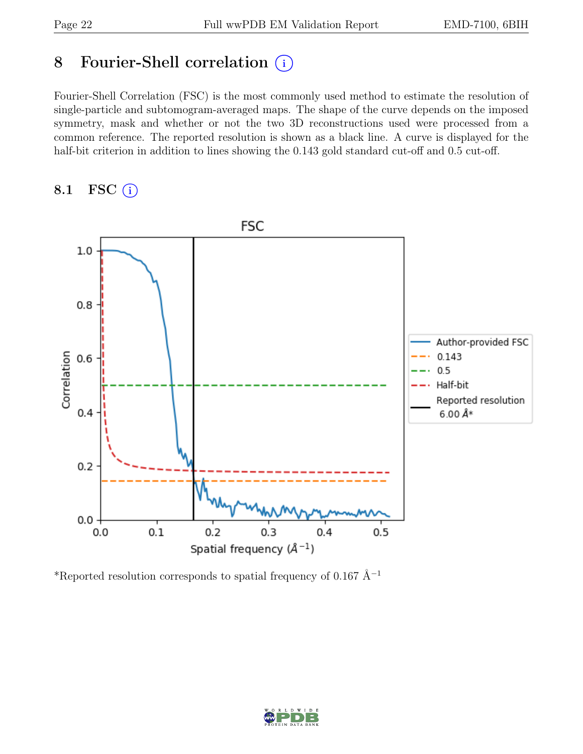# 8 Fourier-Shell correlation

Fourier-Shell Correlation (FSC) is the most commonly used method to estimate the resolution of single-particle and subtomogram-averaged maps. The shape of the curve depends on the imposed symmetry, mask and whether or not the two 3D reconstructions used were processed from a common reference. The reported resolution is shown as a black line. A curve is displayed for the half-bit criterion in addition to lines showing the 0.143 gold standard cut-off and 0.5 cut-off.

## 8.1 FSC

*Reported resolution corresponds to spatial frequency of 0.167 Å$^{-1}$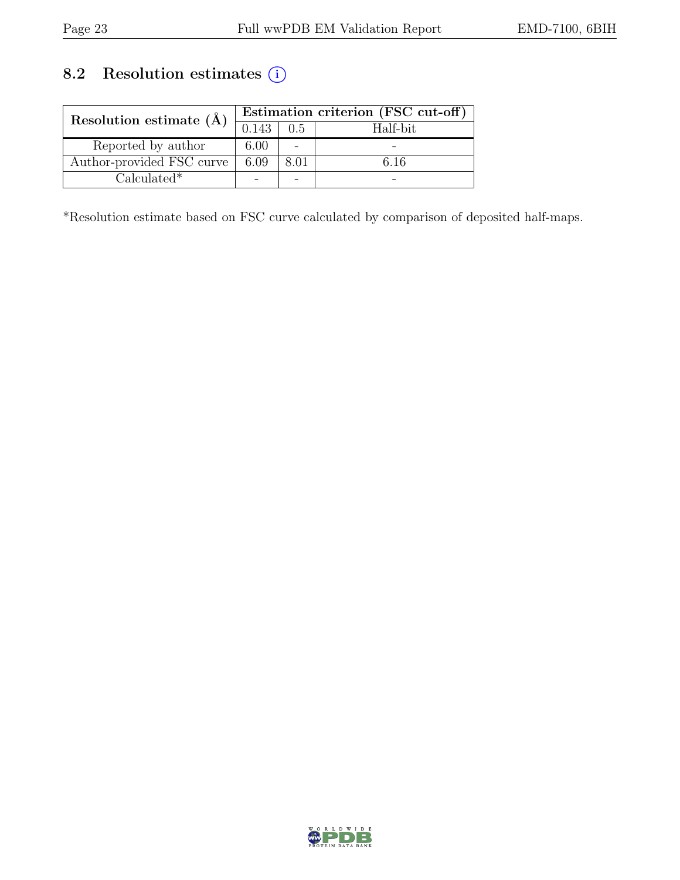## 8.2 Resolution estimates (i)

| Resolution estimate (Å) | Estimation criterion (FSC cut-off) | | |
|---|---|---|---|
| | 0.143 | 0.5 | Half-bit |
| Reported by author | 6.00 | - | - |
| Author-provided FSC curve | 6.09 | 8.01 | 6.16 |
| Calculated* | - | - | - |

*Resolution estimate based on FSC curve calculated by comparison of deposited half-maps.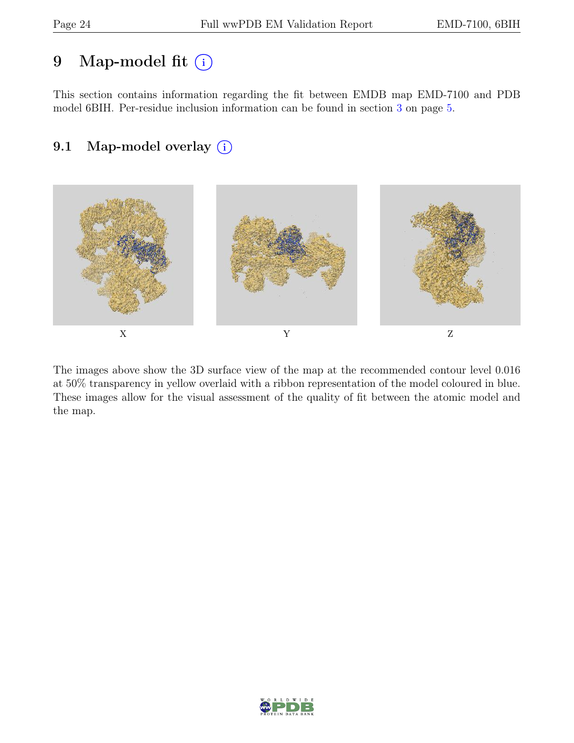# 9 Map-model fit (i)

This section contains information regarding the fit between EMDB map EMD-7100 and PDB model 6BIH. Per-residue inclusion information can be found in section 3 on page 5.

## 9.1 Map-model overlay (i)

X

Y

Z

The images above show the 3D surface view of the map at the recommended contour level 0.016 at 50% transparency in yellow overlaid with a ribbon representation of the model coloured in blue. These images allow for the visual assessment of the quality of fit between the atomic model and the map.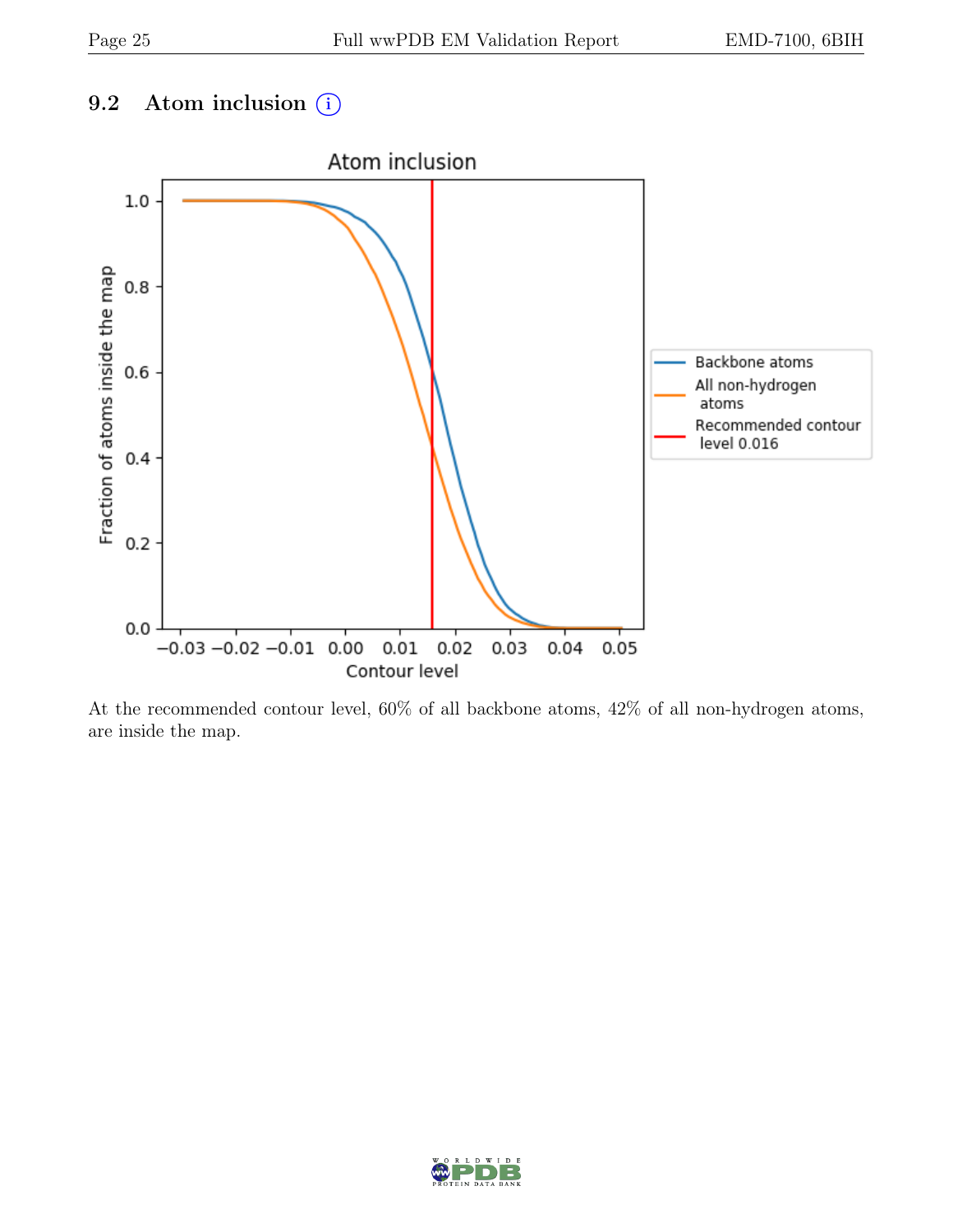## 9.2 Atom inclusion (i)

Atom inclusion

Fraction of atoms inside the map

Contour level

1.0
0.8
0.6
0.4
0.2
0.0

−0.03 −0.02 −0.01 0.00 0.01 0.02 0.03 0.04 0.05

Backbone atoms
All non-hydrogen atoms
Recommended contour level 0.016

At the recommended contour level, 60% of all backbone atoms, 42% of all non-hydrogen atoms, are inside the map.